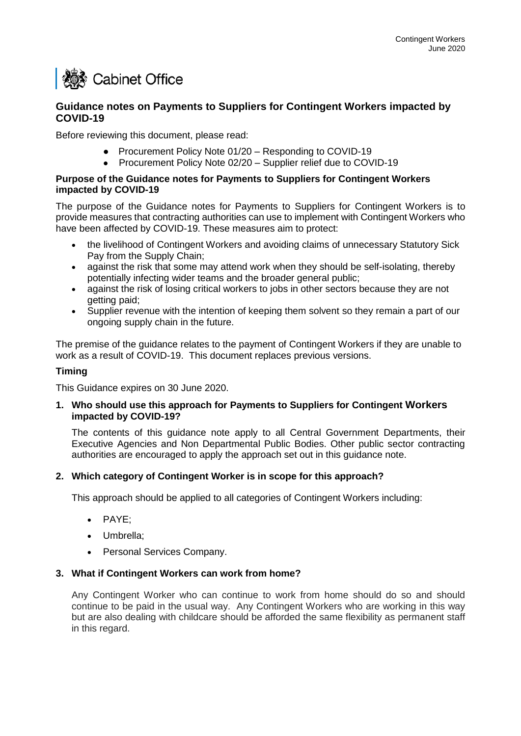Cabinet Office

## Guidance notes on Payments to Suppliers for Contingent Workers impacted by COVID-19

Before reviewing this document, please read:

- Procurement Policy Note 01/20 – Responding to COVID-19
- Procurement Policy Note 02/20 – Supplier relief due to COVID-19

### Purpose of the Guidance notes for Payments to Suppliers for Contingent Workers impacted by COVID-19

The purpose of the Guidance notes for Payments to Suppliers for Contingent Workers is to provide measures that contracting authorities can use to implement with Contingent Workers who have been affected by COVID-19. These measures aim to protect:

- the livelihood of Contingent Workers and avoiding claims of unnecessary Statutory Sick Pay from the Supply Chain;
- against the risk that some may attend work when they should be self-isolating, thereby potentially infecting wider teams and the broader general public;
- against the risk of losing critical workers to jobs in other sectors because they are not getting paid;
- Supplier revenue with the intention of keeping them solvent so they remain a part of our ongoing supply chain in the future.

The premise of the guidance relates to the payment of Contingent Workers if they are unable to work as a result of COVID-19. This document replaces previous versions.

### Timing

This Guidance expires on 30 June 2020.

### 1. Who should use this approach for Payments to Suppliers for Contingent Workers impacted by COVID-19?

The contents of this guidance note apply to all Central Government Departments, their Executive Agencies and Non Departmental Public Bodies. Other public sector contracting authorities are encouraged to apply the approach set out in this guidance note.

### 2. Which category of Contingent Worker is in scope for this approach?

This approach should be applied to all categories of Contingent Workers including:

- PAYE;
- Umbrella;
- Personal Services Company.

### 3. What if Contingent Workers can work from home?

Any Contingent Worker who can continue to work from home should do so and should continue to be paid in the usual way. Any Contingent Workers who are working in this way but are also dealing with childcare should be afforded the same flexibility as permanent staff in this regard.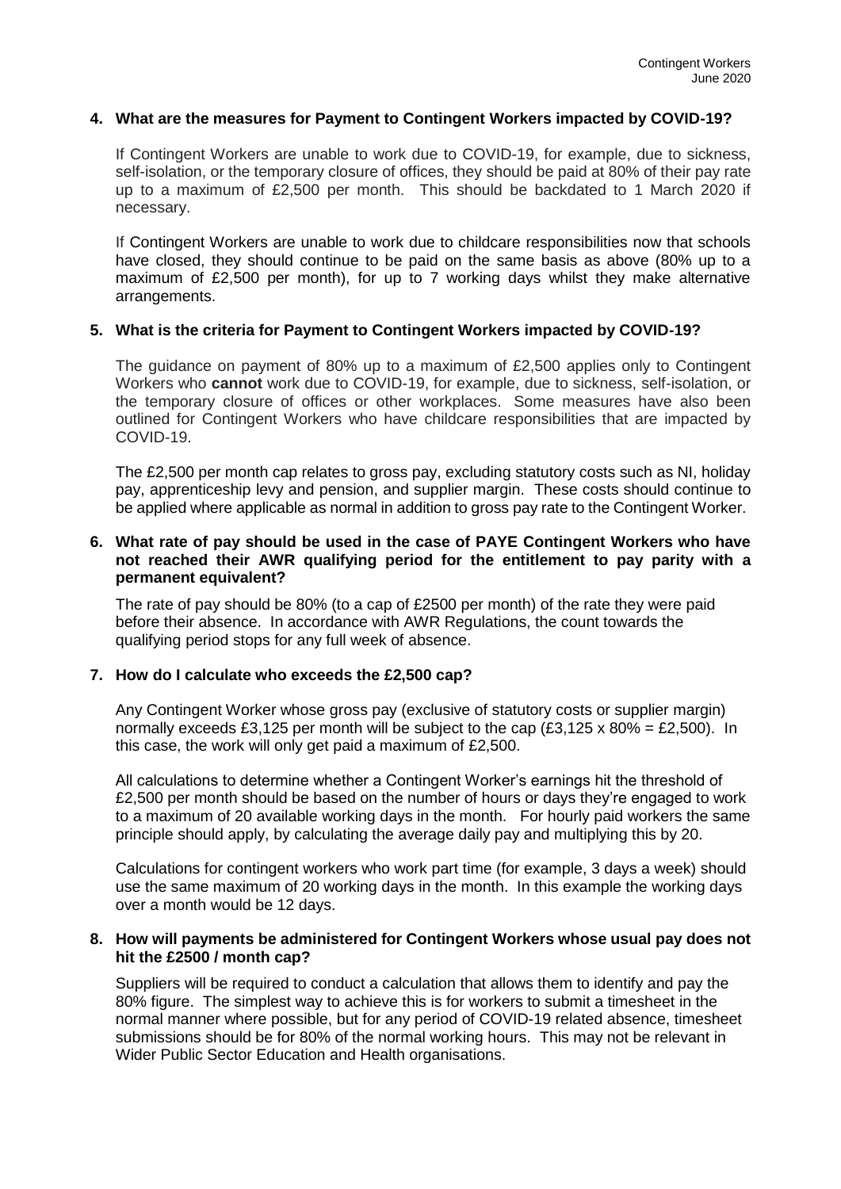**4. What are the measures for Payment to Contingent Workers impacted by COVID-19?**

If Contingent Workers are unable to work due to COVID-19, for example, due to sickness, self-isolation, or the temporary closure of offices, they should be paid at 80% of their pay rate up to a maximum of £2,500 per month. This should be backdated to 1 March 2020 if necessary.

If Contingent Workers are unable to work due to childcare responsibilities now that schools have closed, they should continue to be paid on the same basis as above (80% up to a maximum of £2,500 per month), for up to 7 working days whilst they make alternative arrangements.

**5. What is the criteria for Payment to Contingent Workers impacted by COVID-19?**

The guidance on payment of 80% up to a maximum of £2,500 applies only to Contingent Workers who **cannot** work due to COVID-19, for example, due to sickness, self-isolation, or the temporary closure of offices or other workplaces. Some measures have also been outlined for Contingent Workers who have childcare responsibilities that are impacted by COVID-19.

The £2,500 per month cap relates to gross pay, excluding statutory costs such as NI, holiday pay, apprenticeship levy and pension, and supplier margin. These costs should continue to be applied where applicable as normal in addition to gross pay rate to the Contingent Worker.

**6. What rate of pay should be used in the case of PAYE Contingent Workers who have not reached their AWR qualifying period for the entitlement to pay parity with a permanent equivalent?**

The rate of pay should be 80% (to a cap of £2500 per month) of the rate they were paid before their absence. In accordance with AWR Regulations, the count towards the qualifying period stops for any full week of absence.

**7. How do I calculate who exceeds the £2,500 cap?**

Any Contingent Worker whose gross pay (exclusive of statutory costs or supplier margin) normally exceeds £3,125 per month will be subject to the cap (£3,125 x 80% = £2,500). In this case, the work will only get paid a maximum of £2,500.

All calculations to determine whether a Contingent Worker's earnings hit the threshold of £2,500 per month should be based on the number of hours or days they're engaged to work to a maximum of 20 available working days in the month. For hourly paid workers the same principle should apply, by calculating the average daily pay and multiplying this by 20.

Calculations for contingent workers who work part time (for example, 3 days a week) should use the same maximum of 20 working days in the month. In this example the working days over a month would be 12 days.

**8. How will payments be administered for Contingent Workers whose usual pay does not hit the £2500 / month cap?**

Suppliers will be required to conduct a calculation that allows them to identify and pay the 80% figure. The simplest way to achieve this is for workers to submit a timesheet in the normal manner where possible, but for any period of COVID-19 related absence, timesheet submissions should be for 80% of the normal working hours. This may not be relevant in Wider Public Sector Education and Health organisations.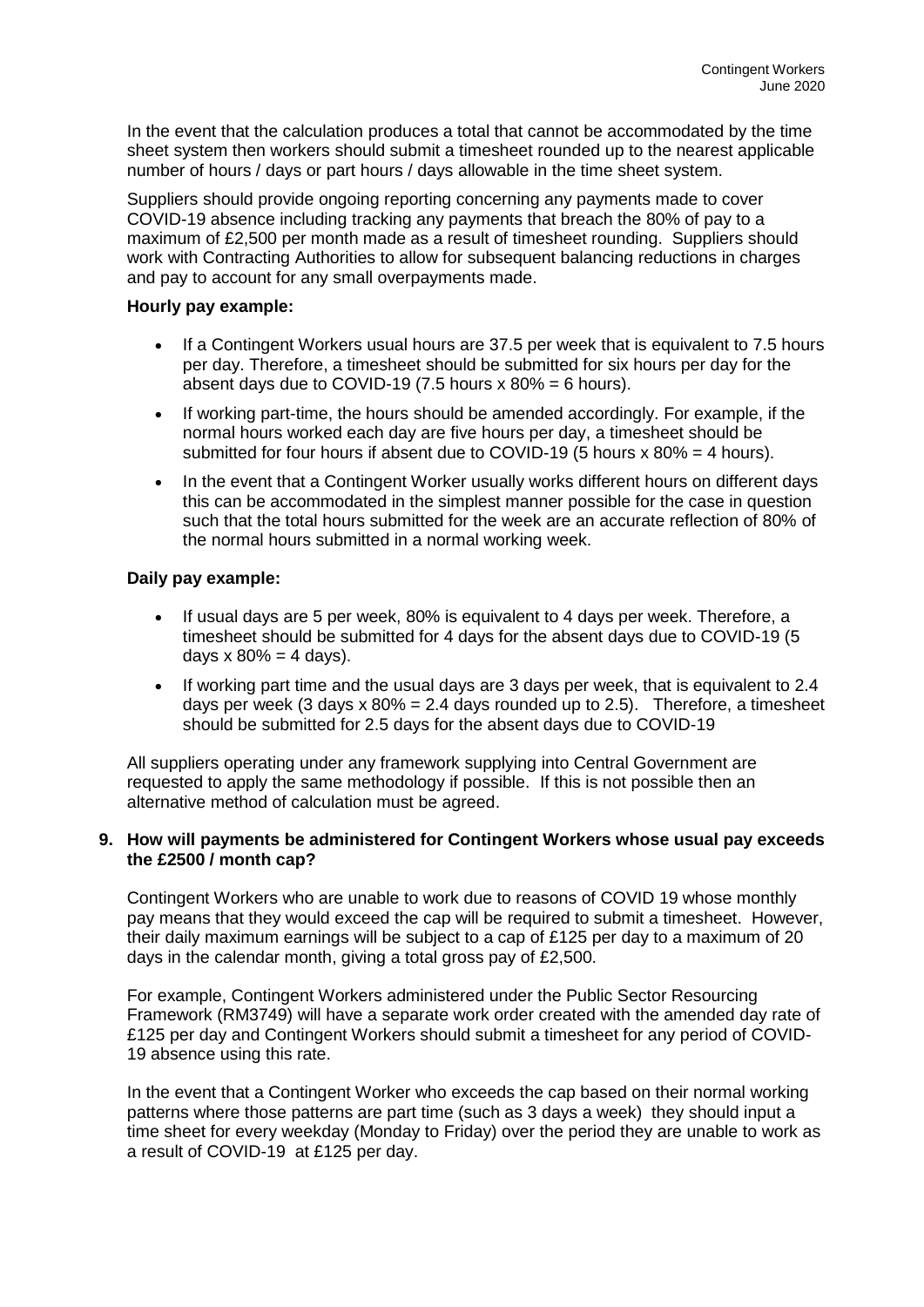In the event that the calculation produces a total that cannot be accommodated by the time sheet system then workers should submit a timesheet rounded up to the nearest applicable number of hours / days or part hours / days allowable in the time sheet system.

Suppliers should provide ongoing reporting concerning any payments made to cover COVID-19 absence including tracking any payments that breach the 80% of pay to a maximum of £2,500 per month made as a result of timesheet rounding. Suppliers should work with Contracting Authorities to allow for subsequent balancing reductions in charges and pay to account for any small overpayments made.

**Hourly pay example:**

- If a Contingent Workers usual hours are 37.5 per week that is equivalent to 7.5 hours per day. Therefore, a timesheet should be submitted for six hours per day for the absent days due to COVID-19 (7.5 hours x 80% = 6 hours).
- If working part-time, the hours should be amended accordingly. For example, if the normal hours worked each day are five hours per day, a timesheet should be submitted for four hours if absent due to COVID-19 (5 hours x 80% = 4 hours).
- In the event that a Contingent Worker usually works different hours on different days this can be accommodated in the simplest manner possible for the case in question such that the total hours submitted for the week are an accurate reflection of 80% of the normal hours submitted in a normal working week.

**Daily pay example:**

- If usual days are 5 per week, 80% is equivalent to 4 days per week. Therefore, a timesheet should be submitted for 4 days for the absent days due to COVID-19 (5 days x 80% = 4 days).
- If working part time and the usual days are 3 days per week, that is equivalent to 2.4 days per week (3 days x 80% = 2.4 days rounded up to 2.5). Therefore, a timesheet should be submitted for 2.5 days for the absent days due to COVID-19

All suppliers operating under any framework supplying into Central Government are requested to apply the same methodology if possible. If this is not possible then an alternative method of calculation must be agreed.

**9. How will payments be administered for Contingent Workers whose usual pay exceeds the £2500 / month cap?**

Contingent Workers who are unable to work due to reasons of COVID 19 whose monthly pay means that they would exceed the cap will be required to submit a timesheet. However, their daily maximum earnings will be subject to a cap of £125 per day to a maximum of 20 days in the calendar month, giving a total gross pay of £2,500.

For example, Contingent Workers administered under the Public Sector Resourcing Framework (RM3749) will have a separate work order created with the amended day rate of £125 per day and Contingent Workers should submit a timesheet for any period of COVID-19 absence using this rate.

In the event that a Contingent Worker who exceeds the cap based on their normal working patterns where those patterns are part time (such as 3 days a week) they should input a time sheet for every weekday (Monday to Friday) over the period they are unable to work as a result of COVID-19 at £125 per day.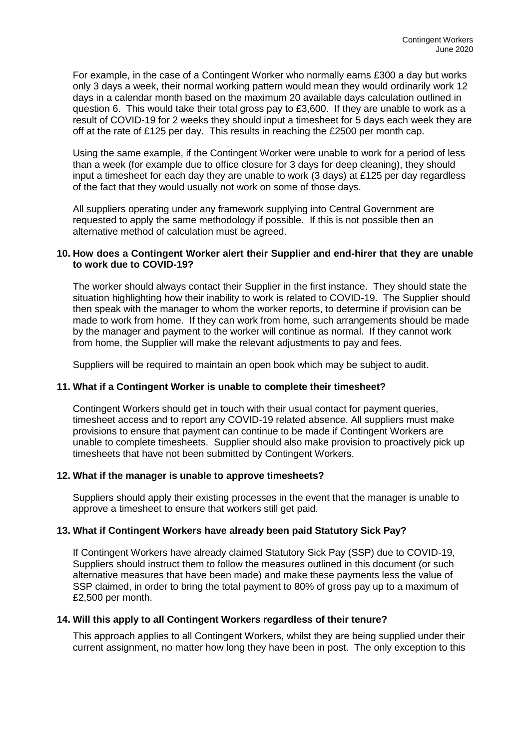For example, in the case of a Contingent Worker who normally earns £300 a day but works only 3 days a week, their normal working pattern would mean they would ordinarily work 12 days in a calendar month based on the maximum 20 available days calculation outlined in question 6. This would take their total gross pay to £3,600. If they are unable to work as a result of COVID-19 for 2 weeks they should input a timesheet for 5 days each week they are off at the rate of £125 per day. This results in reaching the £2500 per month cap.

Using the same example, if the Contingent Worker were unable to work for a period of less than a week (for example due to office closure for 3 days for deep cleaning), they should input a timesheet for each day they are unable to work (3 days) at £125 per day regardless of the fact that they would usually not work on some of those days.

All suppliers operating under any framework supplying into Central Government are requested to apply the same methodology if possible. If this is not possible then an alternative method of calculation must be agreed.

**10. How does a Contingent Worker alert their Supplier and end-hirer that they are unable to work due to COVID-19?**

The worker should always contact their Supplier in the first instance. They should state the situation highlighting how their inability to work is related to COVID-19. The Supplier should then speak with the manager to whom the worker reports, to determine if provision can be made to work from home. If they can work from home, such arrangements should be made by the manager and payment to the worker will continue as normal. If they cannot work from home, the Supplier will make the relevant adjustments to pay and fees.

Suppliers will be required to maintain an open book which may be subject to audit.

**11. What if a Contingent Worker is unable to complete their timesheet?**

Contingent Workers should get in touch with their usual contact for payment queries, timesheet access and to report any COVID-19 related absence. All suppliers must make provisions to ensure that payment can continue to be made if Contingent Workers are unable to complete timesheets. Supplier should also make provision to proactively pick up timesheets that have not been submitted by Contingent Workers.

**12. What if the manager is unable to approve timesheets?**

Suppliers should apply their existing processes in the event that the manager is unable to approve a timesheet to ensure that workers still get paid.

**13. What if Contingent Workers have already been paid Statutory Sick Pay?**

If Contingent Workers have already claimed Statutory Sick Pay (SSP) due to COVID-19, Suppliers should instruct them to follow the measures outlined in this document (or such alternative measures that have been made) and make these payments less the value of SSP claimed, in order to bring the total payment to 80% of gross pay up to a maximum of £2,500 per month.

**14. Will this apply to all Contingent Workers regardless of their tenure?**

This approach applies to all Contingent Workers, whilst they are being supplied under their current assignment, no matter how long they have been in post. The only exception to this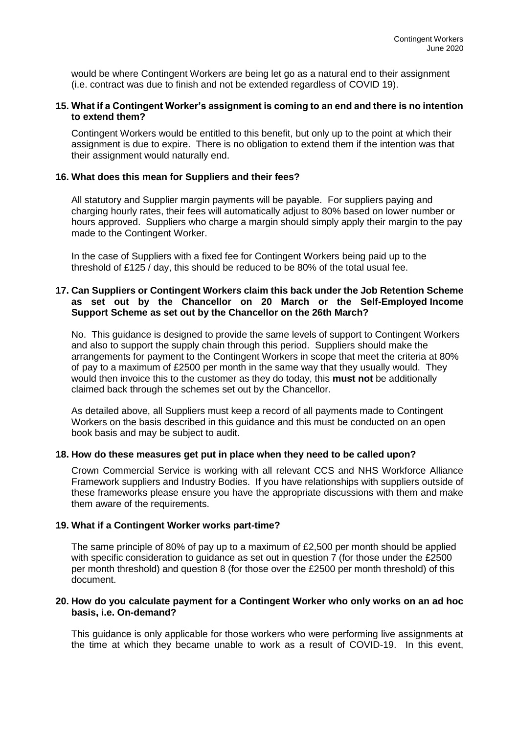would be where Contingent Workers are being let go as a natural end to their assignment (i.e. contract was due to finish and not be extended regardless of COVID 19).

**15. What if a Contingent Worker's assignment is coming to an end and there is no intention to extend them?**

Contingent Workers would be entitled to this benefit, but only up to the point at which their assignment is due to expire. There is no obligation to extend them if the intention was that their assignment would naturally end.

**16. What does this mean for Suppliers and their fees?**

All statutory and Supplier margin payments will be payable. For suppliers paying and charging hourly rates, their fees will automatically adjust to 80% based on lower number or hours approved. Suppliers who charge a margin should simply apply their margin to the pay made to the Contingent Worker.

In the case of Suppliers with a fixed fee for Contingent Workers being paid up to the threshold of £125 / day, this should be reduced to be 80% of the total usual fee.

**17. Can Suppliers or Contingent Workers claim this back under the Job Retention Scheme as set out by the Chancellor on 20 March or the Self-Employed Income Support Scheme as set out by the Chancellor on the 26th March?**

No. This guidance is designed to provide the same levels of support to Contingent Workers and also to support the supply chain through this period. Suppliers should make the arrangements for payment to the Contingent Workers in scope that meet the criteria at 80% of pay to a maximum of £2500 per month in the same way that they usually would. They would then invoice this to the customer as they do today, this **must not** be additionally claimed back through the schemes set out by the Chancellor.

As detailed above, all Suppliers must keep a record of all payments made to Contingent Workers on the basis described in this guidance and this must be conducted on an open book basis and may be subject to audit.

**18. How do these measures get put in place when they need to be called upon?**

Crown Commercial Service is working with all relevant CCS and NHS Workforce Alliance Framework suppliers and Industry Bodies. If you have relationships with suppliers outside of these frameworks please ensure you have the appropriate discussions with them and make them aware of the requirements.

**19. What if a Contingent Worker works part-time?**

The same principle of 80% of pay up to a maximum of £2,500 per month should be applied with specific consideration to guidance as set out in question 7 (for those under the £2500 per month threshold) and question 8 (for those over the £2500 per month threshold) of this document.

**20. How do you calculate payment for a Contingent Worker who only works on an ad hoc basis, i.e. On-demand?**

This guidance is only applicable for those workers who were performing live assignments at the time at which they became unable to work as a result of COVID-19. In this event,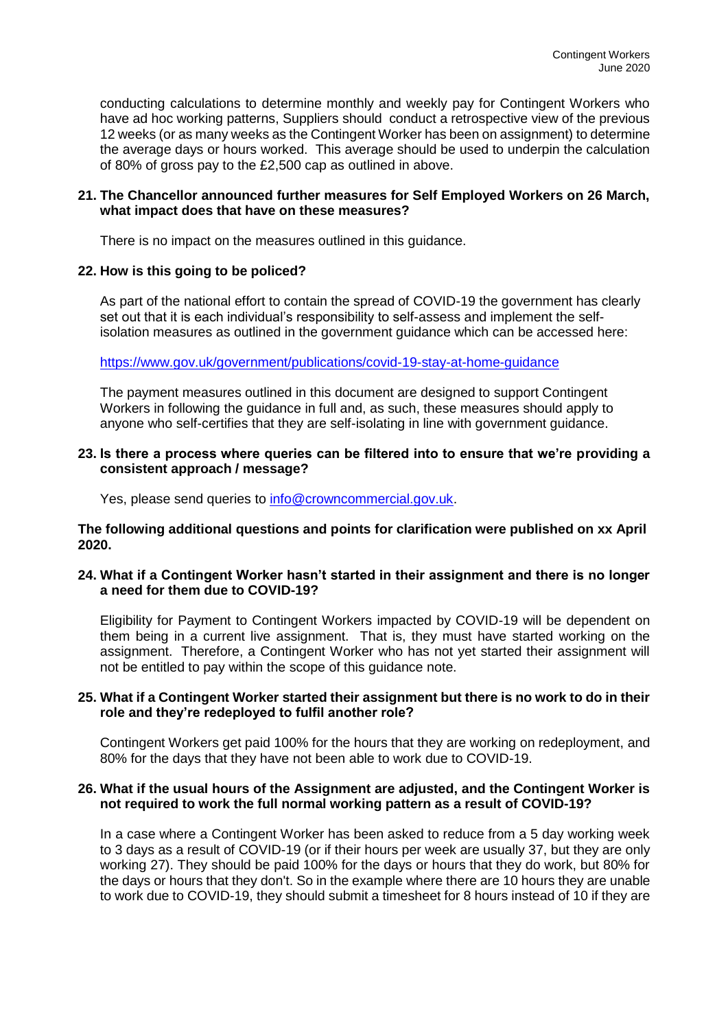conducting calculations to determine monthly and weekly pay for Contingent Workers who have ad hoc working patterns, Suppliers should conduct a retrospective view of the previous 12 weeks (or as many weeks as the Contingent Worker has been on assignment) to determine the average days or hours worked. This average should be used to underpin the calculation of 80% of gross pay to the £2,500 cap as outlined in above.

**21. The Chancellor announced further measures for Self Employed Workers on 26 March, what impact does that have on these measures?**

There is no impact on the measures outlined in this guidance.

**22. How is this going to be policed?**

As part of the national effort to contain the spread of COVID-19 the government has clearly set out that it is each individual's responsibility to self-assess and implement the self-isolation measures as outlined in the government guidance which can be accessed here:

https://www.gov.uk/government/publications/covid-19-stay-at-home-guidance

The payment measures outlined in this document are designed to support Contingent Workers in following the guidance in full and, as such, these measures should apply to anyone who self-certifies that they are self-isolating in line with government guidance.

**23. Is there a process where queries can be filtered into to ensure that we're providing a consistent approach / message?**

Yes, please send queries to info@crowncommercial.gov.uk.

**The following additional questions and points for clarification were published on xx April 2020.**

**24. What if a Contingent Worker hasn't started in their assignment and there is no longer a need for them due to COVID-19?**

Eligibility for Payment to Contingent Workers impacted by COVID-19 will be dependent on them being in a current live assignment. That is, they must have started working on the assignment. Therefore, a Contingent Worker who has not yet started their assignment will not be entitled to pay within the scope of this guidance note.

**25. What if a Contingent Worker started their assignment but there is no work to do in their role and they're redeployed to fulfil another role?**

Contingent Workers get paid 100% for the hours that they are working on redeployment, and 80% for the days that they have not been able to work due to COVID-19.

**26. What if the usual hours of the Assignment are adjusted, and the Contingent Worker is not required to work the full normal working pattern as a result of COVID-19?**

In a case where a Contingent Worker has been asked to reduce from a 5 day working week to 3 days as a result of COVID-19 (or if their hours per week are usually 37, but they are only working 27). They should be paid 100% for the days or hours that they do work, but 80% for the days or hours that they don't. So in the example where there are 10 hours they are unable to work due to COVID-19, they should submit a timesheet for 8 hours instead of 10 if they are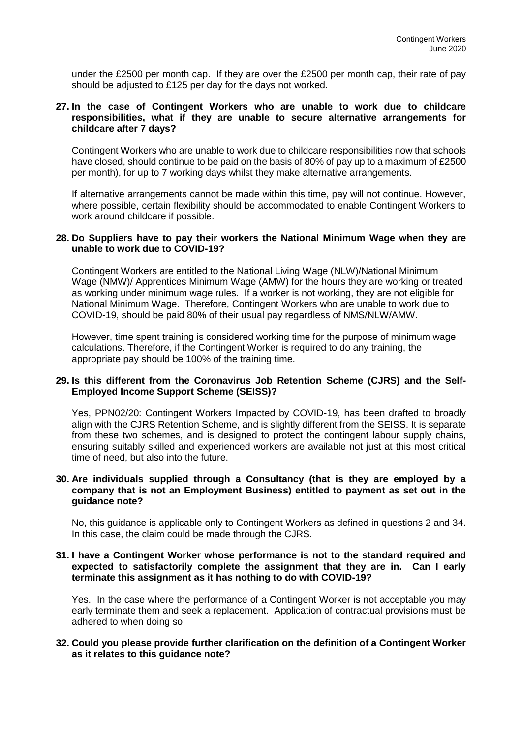under the £2500 per month cap. If they are over the £2500 per month cap, their rate of pay should be adjusted to £125 per day for the days not worked.

**27. In the case of Contingent Workers who are unable to work due to childcare responsibilities, what if they are unable to secure alternative arrangements for childcare after 7 days?**

Contingent Workers who are unable to work due to childcare responsibilities now that schools have closed, should continue to be paid on the basis of 80% of pay up to a maximum of £2500 per month), for up to 7 working days whilst they make alternative arrangements.

If alternative arrangements cannot be made within this time, pay will not continue. However, where possible, certain flexibility should be accommodated to enable Contingent Workers to work around childcare if possible.

**28. Do Suppliers have to pay their workers the National Minimum Wage when they are unable to work due to COVID-19?**

Contingent Workers are entitled to the National Living Wage (NLW)/National Minimum Wage (NMW)/ Apprentices Minimum Wage (AMW) for the hours they are working or treated as working under minimum wage rules. If a worker is not working, they are not eligible for National Minimum Wage. Therefore, Contingent Workers who are unable to work due to COVID-19, should be paid 80% of their usual pay regardless of NMS/NLW/AMW.

However, time spent training is considered working time for the purpose of minimum wage calculations. Therefore, if the Contingent Worker is required to do any training, the appropriate pay should be 100% of the training time.

**29. Is this different from the Coronavirus Job Retention Scheme (CJRS) and the Self-Employed Income Support Scheme (SEISS)?**

Yes, PPN02/20: Contingent Workers Impacted by COVID-19, has been drafted to broadly align with the CJRS Retention Scheme, and is slightly different from the SEISS. It is separate from these two schemes, and is designed to protect the contingent labour supply chains, ensuring suitably skilled and experienced workers are available not just at this most critical time of need, but also into the future.

**30. Are individuals supplied through a Consultancy (that is they are employed by a company that is not an Employment Business) entitled to payment as set out in the guidance note?**

No, this guidance is applicable only to Contingent Workers as defined in questions 2 and 34. In this case, the claim could be made through the CJRS.

**31. I have a Contingent Worker whose performance is not to the standard required and expected to satisfactorily complete the assignment that they are in. Can I early terminate this assignment as it has nothing to do with COVID-19?**

Yes. In the case where the performance of a Contingent Worker is not acceptable you may early terminate them and seek a replacement. Application of contractual provisions must be adhered to when doing so.

**32. Could you please provide further clarification on the definition of a Contingent Worker as it relates to this guidance note?**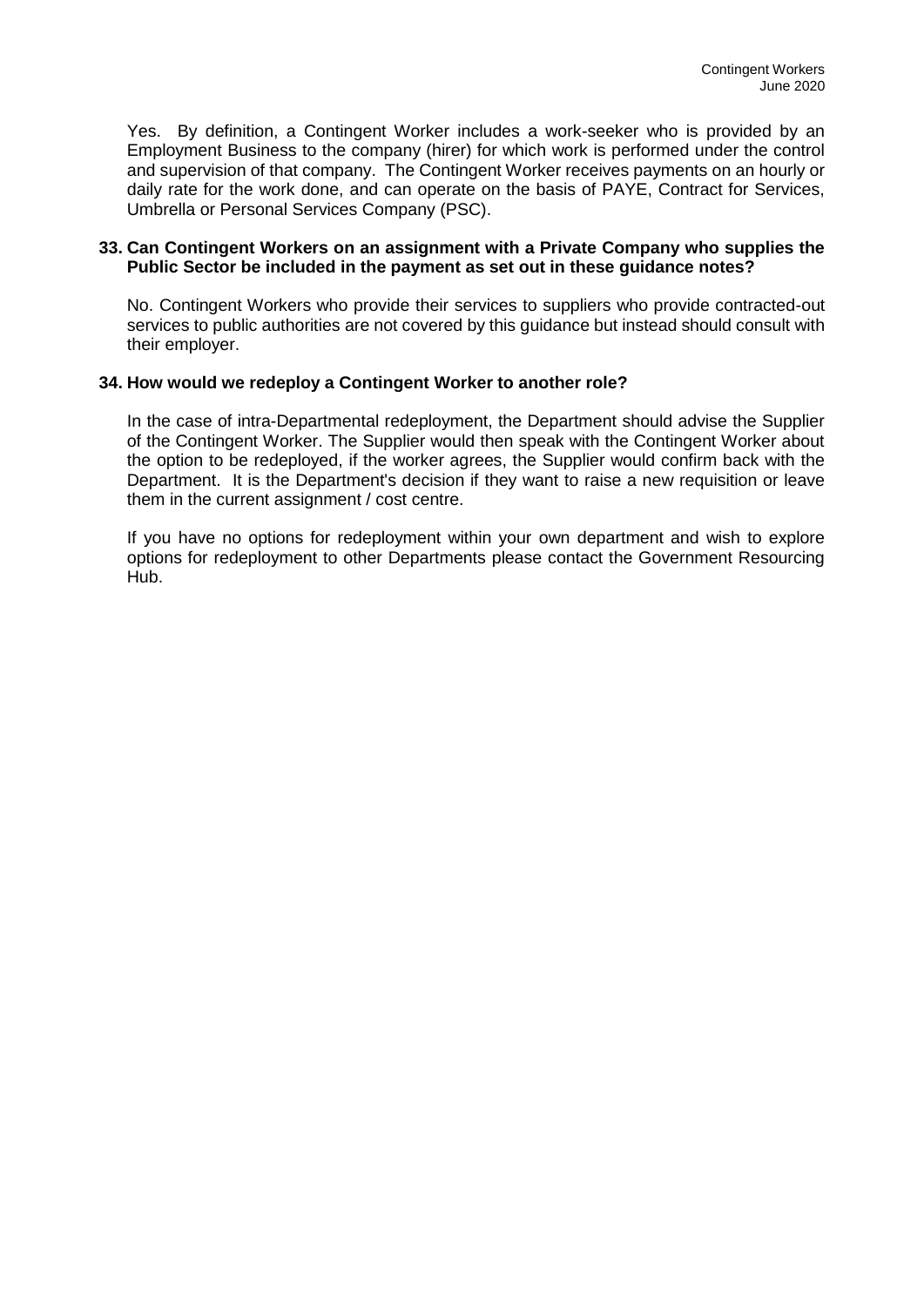Yes. By definition, a Contingent Worker includes a work-seeker who is provided by an Employment Business to the company (hirer) for which work is performed under the control and supervision of that company. The Contingent Worker receives payments on an hourly or daily rate for the work done, and can operate on the basis of PAYE, Contract for Services, Umbrella or Personal Services Company (PSC).

**33. Can Contingent Workers on an assignment with a Private Company who supplies the Public Sector be included in the payment as set out in these guidance notes?**

No. Contingent Workers who provide their services to suppliers who provide contracted-out services to public authorities are not covered by this guidance but instead should consult with their employer.

**34. How would we redeploy a Contingent Worker to another role?**

In the case of intra-Departmental redeployment, the Department should advise the Supplier of the Contingent Worker. The Supplier would then speak with the Contingent Worker about the option to be redeployed, if the worker agrees, the Supplier would confirm back with the Department. It is the Department's decision if they want to raise a new requisition or leave them in the current assignment / cost centre.

If you have no options for redeployment within your own department and wish to explore options for redeployment to other Departments please contact the Government Resourcing Hub.